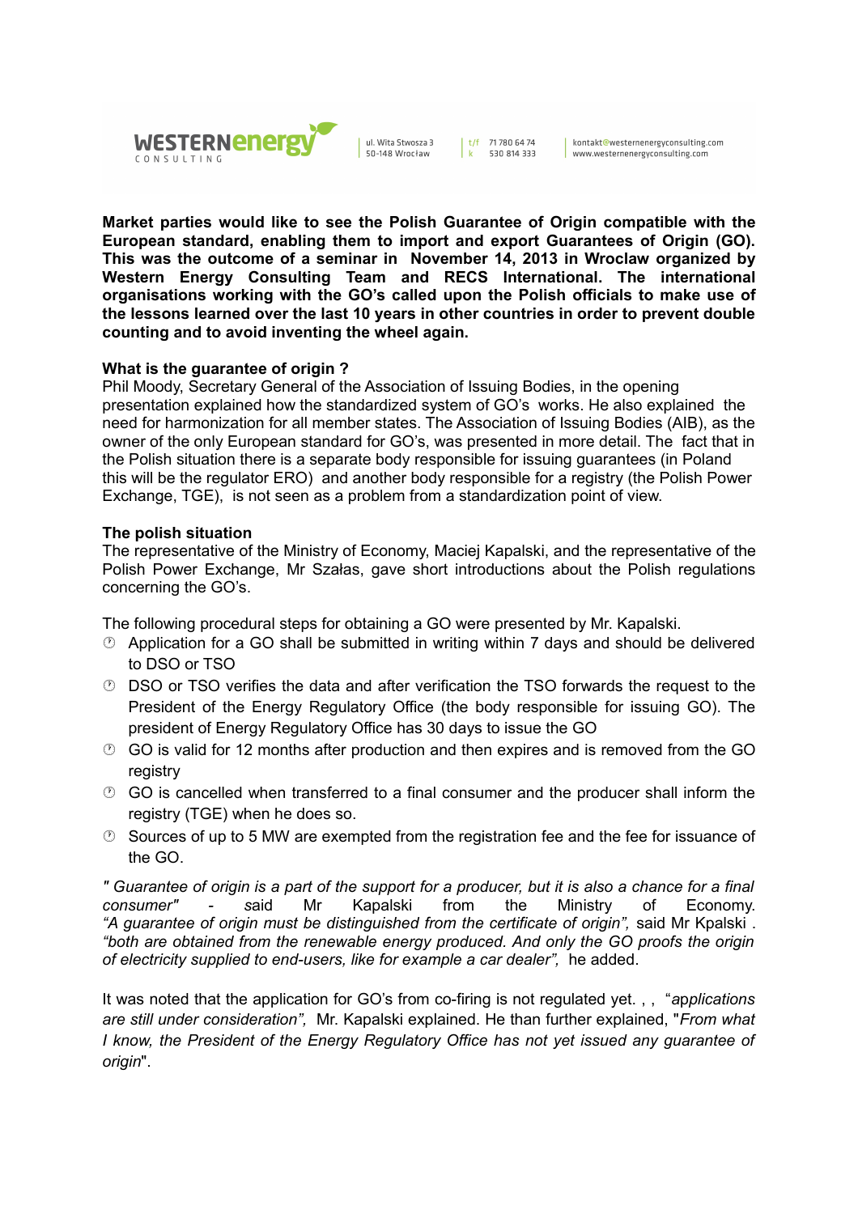**Market parties would like to see the Polish Guarantee of Origin compatible with the European standard, enabling them to import and export Guarantees of Origin (GO). This was the outcome of a seminar in November 14, 2013 in Wroclaw organized by Western Energy Consulting Team and RECS International. The international organisations working with the GO's called upon the Polish officials to make use of the lessons learned over the last 10 years in other countries in order to prevent double counting and to avoid inventing the wheel again.**

**What is the guarantee of origin ?**

Phil Moody, Secretary General of the Association of Issuing Bodies, in the opening presentation explained how the standardized system of GO's works. He also explained the need for harmonization for all member states. The Association of Issuing Bodies (AIB), as the owner of the only European standard for GO's, was presented in more detail. The fact that in the Polish situation there is a separate body responsible for issuing guarantees (in Poland this will be the regulator ERO) and another body responsible for a registry (the Polish Power Exchange, TGE), is not seen as a problem from a standardization point of view.

**The polish situation**

The representative of the Ministry of Economy, Maciej Kapalski, and the representative of the Polish Power Exchange, Mr Szałas, gave short introductions about the Polish regulations concerning the GO's.

The following procedural steps for obtaining a GO were presented by Mr. Kapalski.

- Application for a GO shall be submitted in writing within 7 days and should be delivered to DSO or TSO
- DSO or TSO verifies the data and after verification the TSO forwards the request to the President of the Energy Regulatory Office (the body responsible for issuing GO). The president of Energy Regulatory Office has 30 days to issue the GO
- GO is valid for 12 months after production and then expires and is removed from the GO registry
- GO is cancelled when transferred to a final consumer and the producer shall inform the registry (TGE) when he does so.
- Sources of up to 5 MW are exempted from the registration fee and the fee for issuance of the GO.

*" Guarantee of origin is a part of the support for a producer, but it is also a chance for a final consumer"* - said Mr Kapalski from the Ministry of Economy. *"A guarantee of origin must be distinguished from the certificate of origin",* said Mr Kpalski . *"both are obtained from the renewable energy produced. And only the GO proofs the origin of electricity supplied to end-users, like for example a car dealer",* he added.

It was noted that the application for GO's from co-firing is not regulated yet. , , "*applications are still under consideration",* Mr. Kapalski explained. He than further explained, "*From what I know, the President of the Energy Regulatory Office has not yet issued any guarantee of origin*".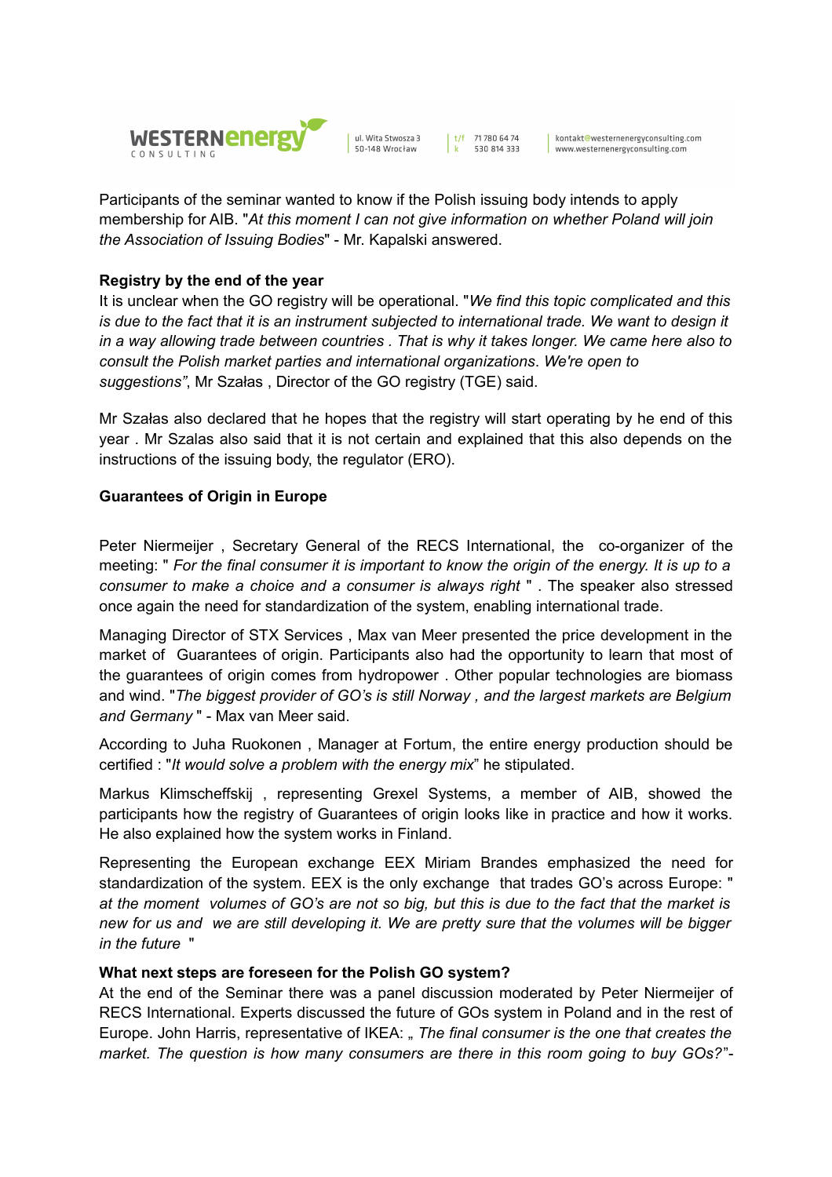Participants of the seminar wanted to know if the Polish issuing body intends to apply membership for AIB. "*At this moment I can not give information on whether Poland will join the Association of Issuing Bodies*" - Mr. Kapalski answered.

**Registry by the end of the year**

It is unclear when the GO registry will be operational. "*We find this topic complicated and this is due to the fact that it is an instrument subjected to international trade. We want to design it in a way allowing trade between countries . That is why it takes longer. We came here also to consult the Polish market parties and international organizations*. *We're open to suggestions"*, Mr Szałas , Director of the GO registry (TGE) said.

Mr Szałas also declared that he hopes that the registry will start operating by he end of this year . Mr Szalas also said that it is not certain and explained that this also depends on the instructions of the issuing body, the regulator (ERO).

**Guarantees of Origin in Europe**

Peter Niermeijer , Secretary General of the RECS International, the co-organizer of the meeting: " *For the final consumer it is important to know the origin of the energy. It is up to a consumer to make a choice and a consumer is always right* " . The speaker also stressed once again the need for standardization of the system, enabling international trade.

Managing Director of STX Services , Max van Meer presented the price development in the market of Guarantees of origin. Participants also had the opportunity to learn that most of the guarantees of origin comes from hydropower . Other popular technologies are biomass and wind. "*The biggest provider of GO's is still Norway , and the largest markets are Belgium and Germany* " - Max van Meer said.

According to Juha Ruokonen , Manager at Fortum, the entire energy production should be certified : "*It would solve a problem with the energy mix*" he stipulated.

Markus Klimscheffskij , representing Grexel Systems, a member of AIB, showed the participants how the registry of Guarantees of origin looks like in practice and how it works. He also explained how the system works in Finland.

Representing the European exchange EEX Miriam Brandes emphasized the need for standardization of the system. EEX is the only exchange that trades GO's across Europe: " *at the moment volumes of GO's are not so big, but this is due to the fact that the market is new for us and we are still developing it. We are pretty sure that the volumes will be bigger in the future* "

**What next steps are foreseen for the Polish GO system?**

At the end of the Seminar there was a panel discussion moderated by Peter Niermeijer of RECS International. Experts discussed the future of GOs system in Poland and in the rest of Europe. John Harris, representative of IKEA: „ *The final consumer is the one that creates the market. The question is how many consumers are there in this room going to buy GOs?*"-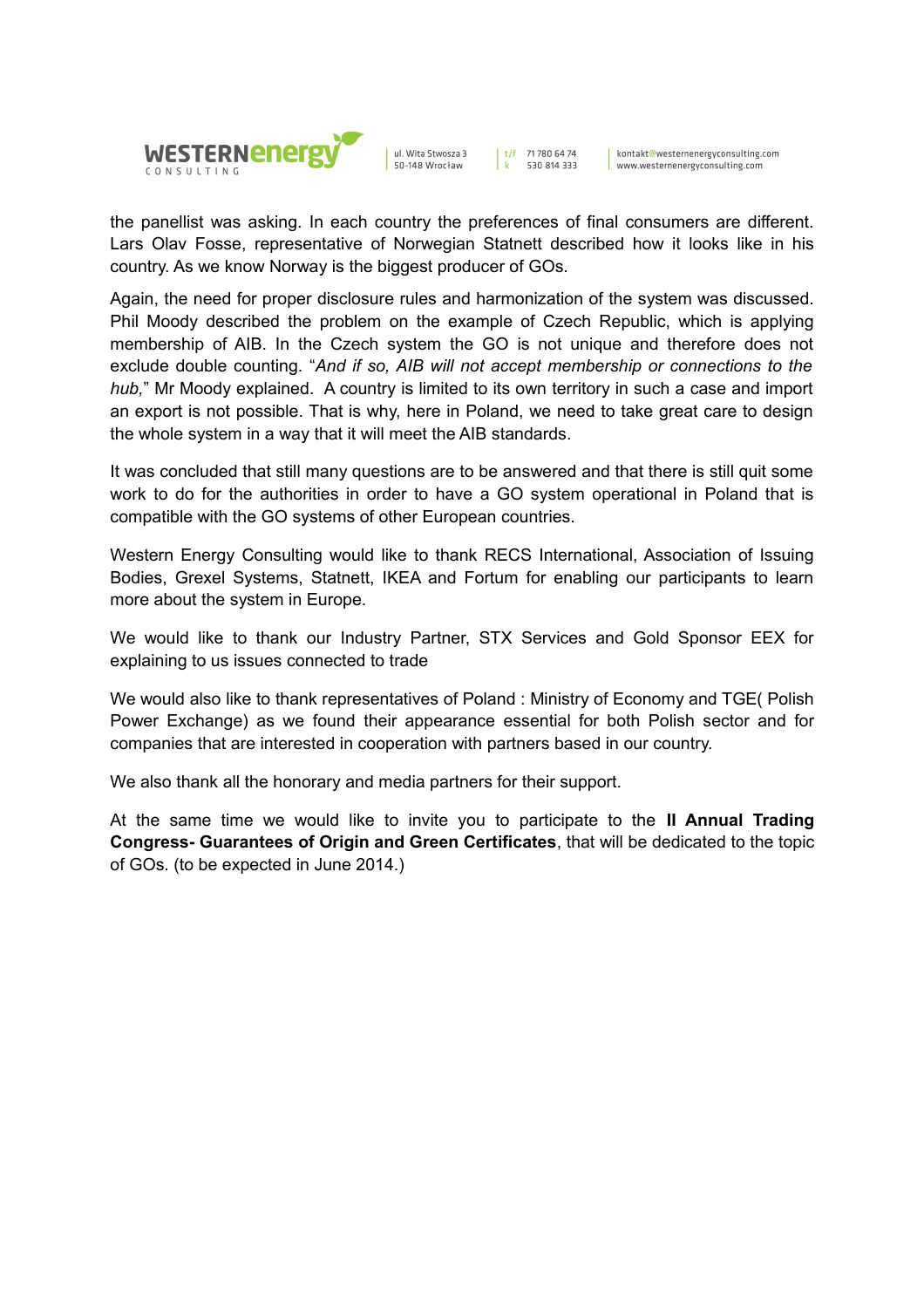the panellist was asking. In each country the preferences of final consumers are different. Lars Olav Fosse, representative of Norwegian Statnett described how it looks like in his country. As we know Norway is the biggest producer of GOs.

Again, the need for proper disclosure rules and harmonization of the system was discussed. Phil Moody described the problem on the example of Czech Republic, which is applying membership of AIB. In the Czech system the GO is not unique and therefore does not exclude double counting. "*And if so, AIB will not accept membership or connections to the hub,*" Mr Moody explained. A country is limited to its own territory in such a case and import an export is not possible. That is why, here in Poland, we need to take great care to design the whole system in a way that it will meet the AIB standards.

It was concluded that still many questions are to be answered and that there is still quit some work to do for the authorities in order to have a GO system operational in Poland that is compatible with the GO systems of other European countries.

Western Energy Consulting would like to thank RECS International, Association of Issuing Bodies, Grexel Systems, Statnett, IKEA and Fortum for enabling our participants to learn more about the system in Europe.

We would like to thank our Industry Partner, STX Services and Gold Sponsor EEX for explaining to us issues connected to trade

We would also like to thank representatives of Poland : Ministry of Economy and TGE( Polish Power Exchange) as we found their appearance essential for both Polish sector and for companies that are interested in cooperation with partners based in our country.

We also thank all the honorary and media partners for their support.

At the same time we would like to invite you to participate to the **II Annual Trading Congress- Guarantees of Origin and Green Certificates**, that will be dedicated to the topic of GOs. (to be expected in June 2014.)